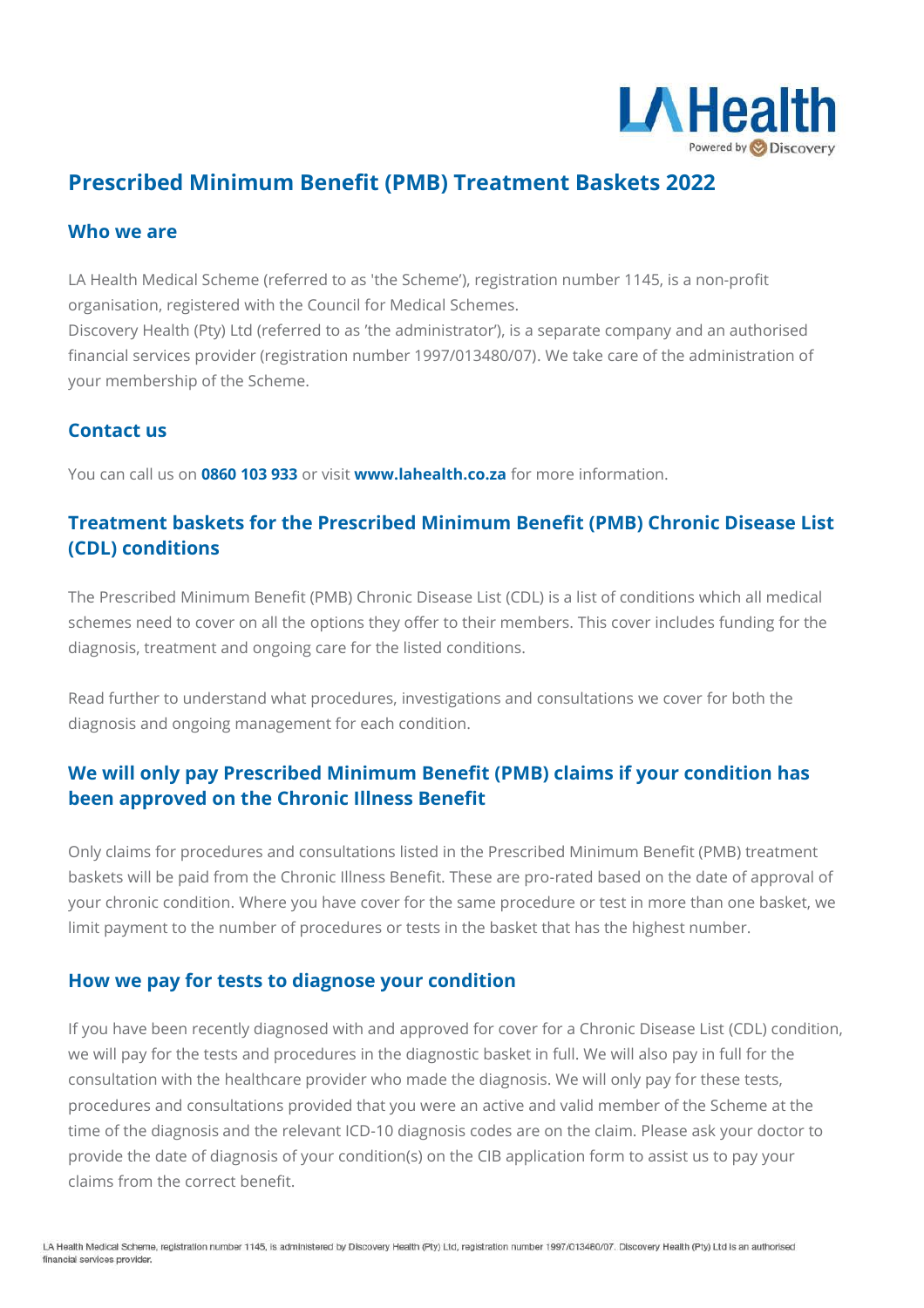# Prescribed Minimum Benefit (PMB) Treatment Baskets 2022

## Who we are

LA Health Medical Scheme (referred to as 'the Scheme'), registration number 1145, is a non-profit organisation, registered with the Council for Medical Schemes.
Discovery Health (Pty) Ltd (referred to as 'the administrator'), is a separate company and an authorised financial services provider (registration number 1997/013480/07). We take care of the administration of your membership of the Scheme.

## Contact us

You can call us on **0860 103 933** or visit **www.lahealth.co.za** for more information.

## Treatment baskets for the Prescribed Minimum Benefit (PMB) Chronic Disease List (CDL) conditions

The Prescribed Minimum Benefit (PMB) Chronic Disease List (CDL) is a list of conditions which all medical schemes need to cover on all the options they offer to their members. This cover includes funding for the diagnosis, treatment and ongoing care for the listed conditions.

Read further to understand what procedures, investigations and consultations we cover for both the diagnosis and ongoing management for each condition.

## We will only pay Prescribed Minimum Benefit (PMB) claims if your condition has been approved on the Chronic Illness Benefit

Only claims for procedures and consultations listed in the Prescribed Minimum Benefit (PMB) treatment baskets will be paid from the Chronic Illness Benefit. These are pro-rated based on the date of approval of your chronic condition. Where you have cover for the same procedure or test in more than one basket, we limit payment to the number of procedures or tests in the basket that has the highest number.

## How we pay for tests to diagnose your condition

If you have been recently diagnosed with and approved for cover for a Chronic Disease List (CDL) condition, we will pay for the tests and procedures in the diagnostic basket in full. We will also pay in full for the consultation with the healthcare provider who made the diagnosis. We will only pay for these tests, procedures and consultations provided that you were an active and valid member of the Scheme at the time of the diagnosis and the relevant ICD-10 diagnosis codes are on the claim. Please ask your doctor to provide the date of diagnosis of your condition(s) on the CIB application form to assist us to pay your claims from the correct benefit.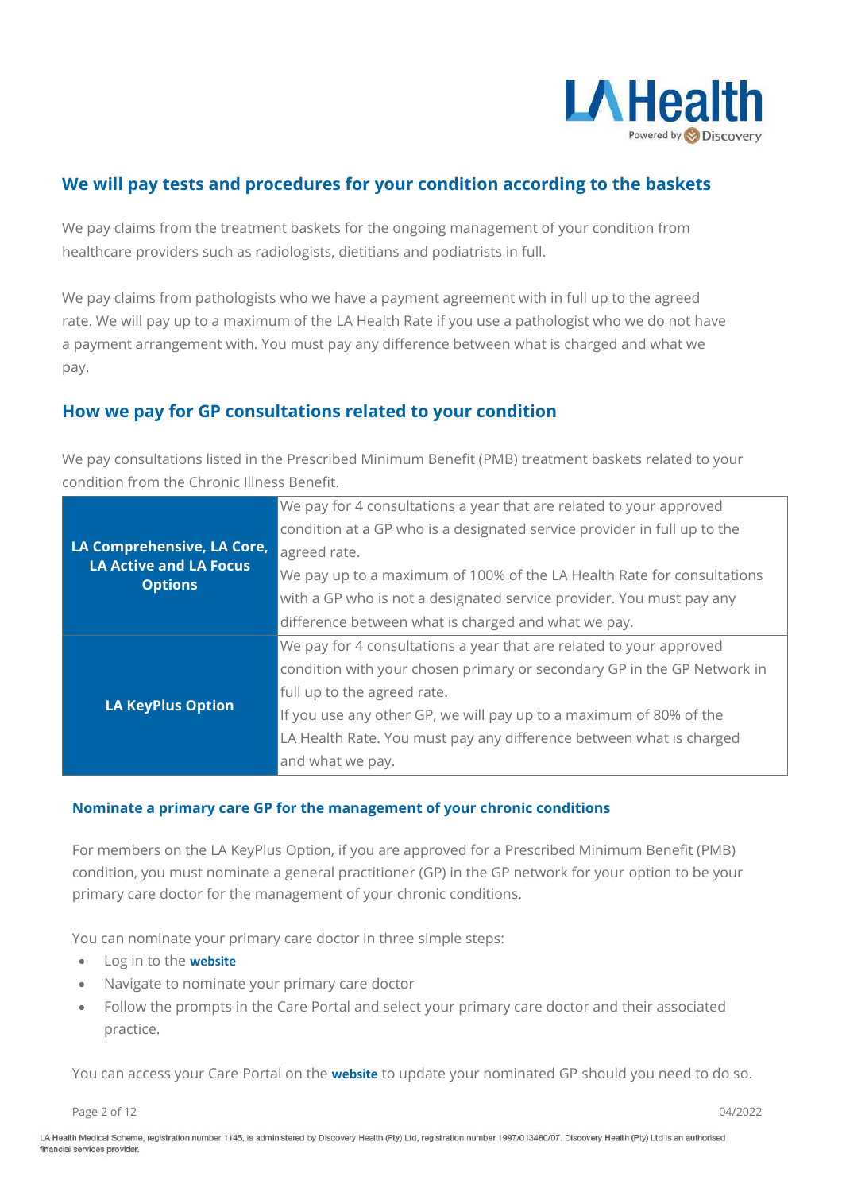## We will pay tests and procedures for your condition according to the baskets

We pay claims from the treatment baskets for the ongoing management of your condition from healthcare providers such as radiologists, dietitians and podiatrists in full.

We pay claims from pathologists who we have a payment agreement with in full up to the agreed rate. We will pay up to a maximum of the LA Health Rate if you use a pathologist who we do not have a payment arrangement with. You must pay any difference between what is charged and what we pay.

## How we pay for GP consultations related to your condition

We pay consultations listed in the Prescribed Minimum Benefit (PMB) treatment baskets related to your condition from the Chronic Illness Benefit.

| | |
|---|---|
| **LA Comprehensive, LA Core, LA Active and LA Focus Options** | We pay for 4 consultations a year that are related to your approved condition at a GP who is a designated service provider in full up to the agreed rate.<br>We pay up to a maximum of 100% of the LA Health Rate for consultations with a GP who is not a designated service provider. You must pay any difference between what is charged and what we pay. |
| **LA KeyPlus Option** | We pay for 4 consultations a year that are related to your approved condition with your chosen primary or secondary GP in the GP Network in full up to the agreed rate.<br>If you use any other GP, we will pay up to a maximum of 80% of the LA Health Rate. You must pay any difference between what is charged and what we pay. |

### Nominate a primary care GP for the management of your chronic conditions

For members on the LA KeyPlus Option, if you are approved for a Prescribed Minimum Benefit (PMB) condition, you must nominate a general practitioner (GP) in the GP network for your option to be your primary care doctor for the management of your chronic conditions.

You can nominate your primary care doctor in three simple steps:

- Log in to the **website**
- Navigate to nominate your primary care doctor
- Follow the prompts in the Care Portal and select your primary care doctor and their associated practice.

You can access your Care Portal on the **website** to update your nominated GP should you need to do so.

LA Health Medical Scheme, registration number 1145, is administered by Discovery Health (Pty) Ltd, registration number 1997/013480/07. Discovery Health (Pty) Ltd is an authorised financial services provider.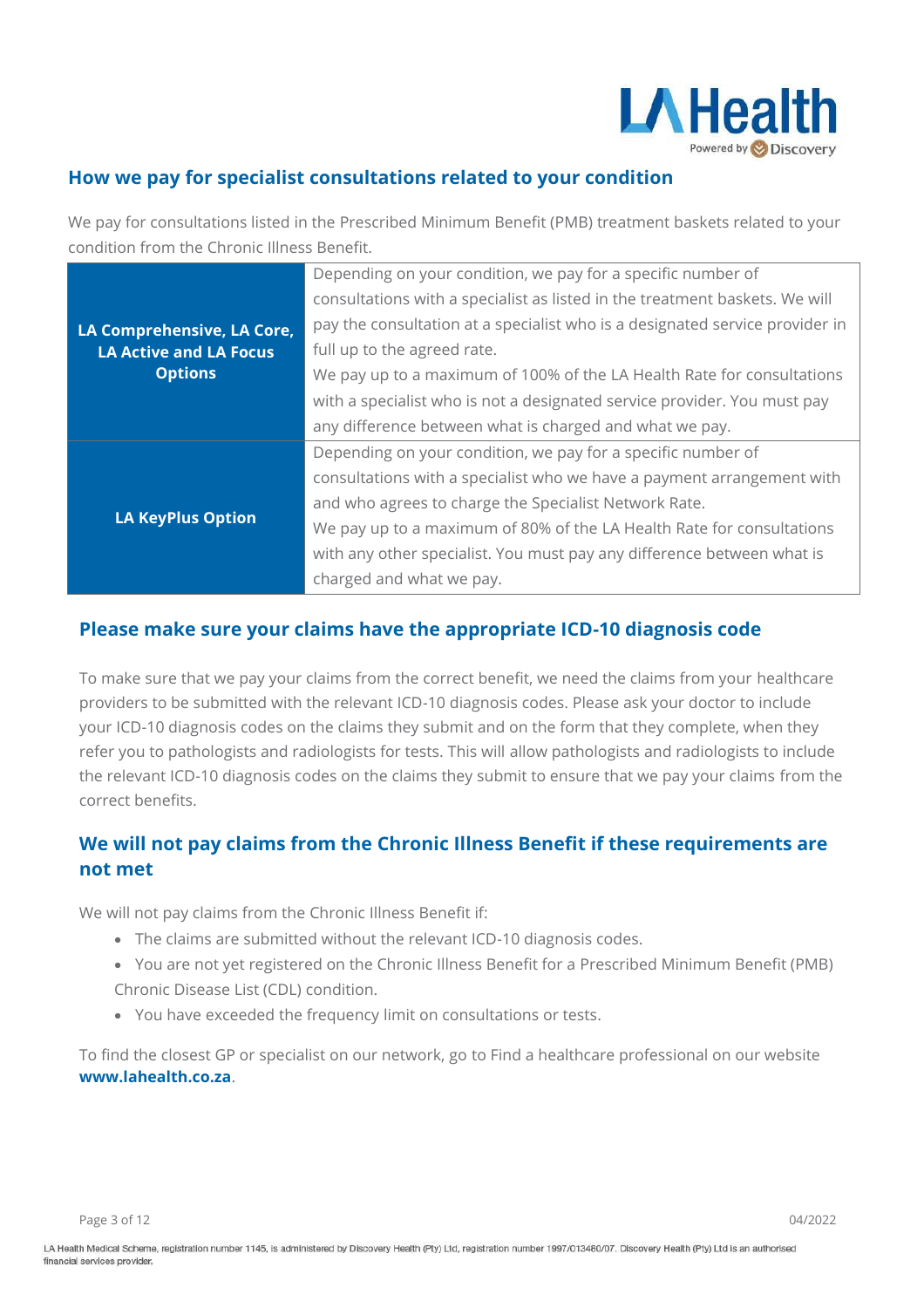## How we pay for specialist consultations related to your condition

We pay for consultations listed in the Prescribed Minimum Benefit (PMB) treatment baskets related to your condition from the Chronic Illness Benefit.

| | |
|---|---|
| **LA Comprehensive, LA Core, LA Active and LA Focus Options** | Depending on your condition, we pay for a specific number of consultations with a specialist as listed in the treatment baskets. We will pay the consultation at a specialist who is a designated service provider in full up to the agreed rate.<br>We pay up to a maximum of 100% of the LA Health Rate for consultations with a specialist who is not a designated service provider. You must pay any difference between what is charged and what we pay. |
| **LA KeyPlus Option** | Depending on your condition, we pay for a specific number of consultations with a specialist who we have a payment arrangement with and who agrees to charge the Specialist Network Rate.<br>We pay up to a maximum of 80% of the LA Health Rate for consultations with any other specialist. You must pay any difference between what is charged and what we pay. |

## Please make sure your claims have the appropriate ICD-10 diagnosis code

To make sure that we pay your claims from the correct benefit, we need the claims from your healthcare providers to be submitted with the relevant ICD-10 diagnosis codes. Please ask your doctor to include your ICD-10 diagnosis codes on the claims they submit and on the form that they complete, when they refer you to pathologists and radiologists for tests. This will allow pathologists and radiologists to include the relevant ICD-10 diagnosis codes on the claims they submit to ensure that we pay your claims from the correct benefits.

## We will not pay claims from the Chronic Illness Benefit if these requirements are not met

We will not pay claims from the Chronic Illness Benefit if:

- The claims are submitted without the relevant ICD-10 diagnosis codes.
- You are not yet registered on the Chronic Illness Benefit for a Prescribed Minimum Benefit (PMB) Chronic Disease List (CDL) condition.
- You have exceeded the frequency limit on consultations or tests.

To find the closest GP or specialist on our network, go to Find a healthcare professional on our website **www.lahealth.co.za**.

LA Health Medical Scheme, registration number 1145, is administered by Discovery Health (Pty) Ltd, registration number 1997/013480/07. Discovery Health (Pty) Ltd is an authorised financial services provider.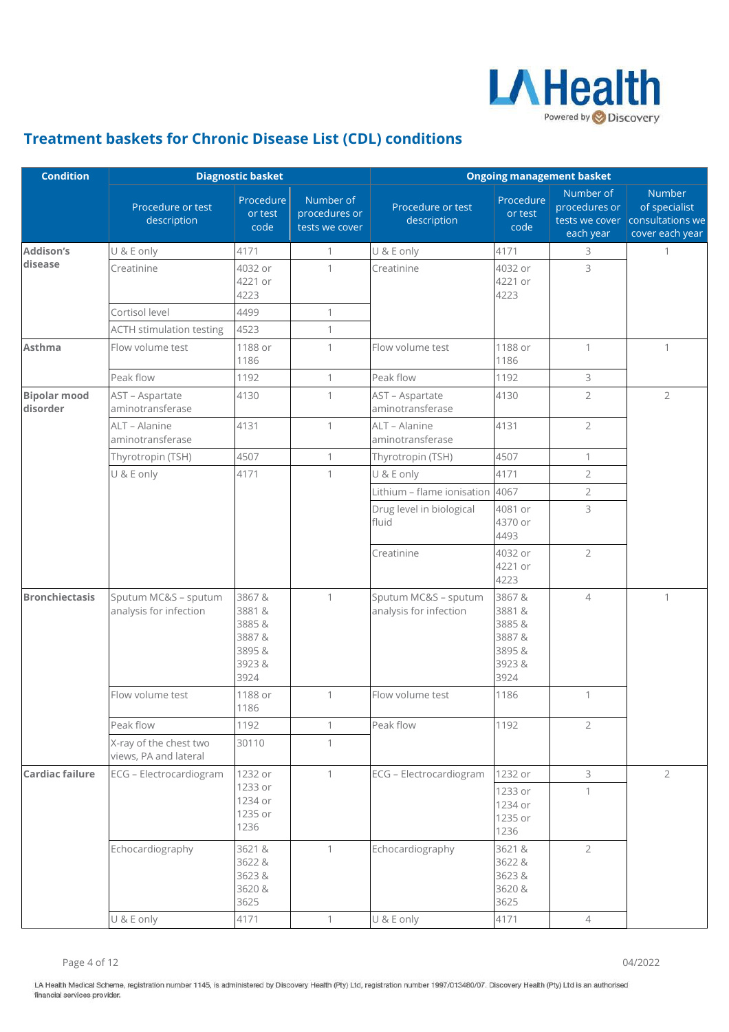## Treatment baskets for Chronic Disease List (CDL) conditions

| Condition | Diagnostic basket | | | Ongoing management basket | | | |
|---|---|---|---|---|---|---|---|
| | Procedure or test description | Procedure or test code | Number of procedures or tests we cover | Procedure or test description | Procedure or test code | Number of procedures or tests we cover each year | Number of specialist consultations we cover each year |
| **Addison's disease** | U & E only | 4171 | 1 | U & E only | 4171 | 3 | 1 |
| | Creatinine | 4032 or 4221 or 4223 | 1 | Creatinine | 4032 or 4221 or 4223 | 3 | |
| | Cortisol level | 4499 | 1 | | | | |
| | ACTH stimulation testing | 4523 | 1 | | | | |
| **Asthma** | Flow volume test | 1188 or 1186 | 1 | Flow volume test | 1188 or 1186 | 1 | 1 |
| | Peak flow | 1192 | 1 | Peak flow | 1192 | 3 | |
| **Bipolar mood disorder** | AST – Aspartate aminotransferase | 4130 | 1 | AST – Aspartate aminotransferase | 4130 | 2 | 2 |
| | ALT – Alanine aminotransferase | 4131 | 1 | ALT – Alanine aminotransferase | 4131 | 2 | |
| | Thyrotropin (TSH) | 4507 | 1 | Thyrotropin (TSH) | 4507 | 1 | |
| | U & E only | 4171 | 1 | U & E only | 4171 | 2 | |
| | | | | Lithium – flame ionisation | 4067 | 2 | |
| | | | | Drug level in biological fluid | 4081 or 4370 or 4493 | 3 | |
| | | | | Creatinine | 4032 or 4221 or 4223 | 2 | |
| **Bronchiectasis** | Sputum MC&S – sputum analysis for infection | 3867 & 3881 & 3885 & 3887 & 3895 & 3923 & 3924 | 1 | Sputum MC&S – sputum analysis for infection | 3867 & 3881 & 3885 & 3887 & 3895 & 3923 & 3924 | 4 | 1 |
| | Flow volume test | 1188 or 1186 | 1 | Flow volume test | 1186 | 1 | |
| | Peak flow | 1192 | 1 | Peak flow | 1192 | 2 | |
| | X-ray of the chest two views, PA and lateral | 30110 | 1 | | | | |
| **Cardiac failure** | ECG – Electrocardiogram | 1232 or 1233 or 1234 or 1235 or 1236 | 1 | ECG – Electrocardiogram | 1232 or | 3 | 2 |
| | | | | | 1233 or 1234 or 1235 or 1236 | 1 | |
| | Echocardiography | 3621 & 3622 & 3623 & 3620 & 3625 | 1 | Echocardiography | 3621 & 3622 & 3623 & 3620 & 3625 | 2 | |
| | U & E only | 4171 | 1 | U & E only | 4171 | 4 | |

LA Health Medical Scheme, registration number 1145, is administered by Discovery Health (Pty) Ltd, registration number 1997/013480/07. Discovery Health (Pty) Ltd is an authorised financial services provider.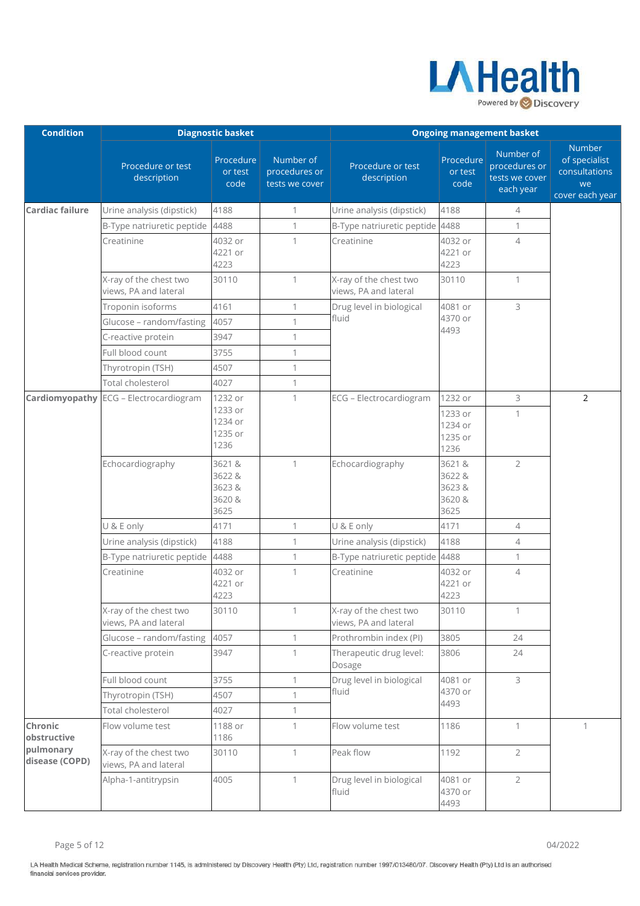| Condition | Diagnostic basket | | | Ongoing management basket | | | |
|---|---|---|---|---|---|---|---|
| | Procedure or test description | Procedure or test code | Number of procedures or tests we cover | Procedure or test description | Procedure or test code | Number of procedures or tests we cover each year | Number of specialist consultations we cover each year |
| **Cardiac failure** | Urine analysis (dipstick) | 4188 | 1 | Urine analysis (dipstick) | 4188 | 4 | |
| | B-Type natriuretic peptide | 4488 | 1 | B-Type natriuretic peptide | 4488 | 1 | |
| | Creatinine | 4032 or 4221 or 4223 | 1 | Creatinine | 4032 or 4221 or 4223 | 4 | |
| | X-ray of the chest two views, PA and lateral | 30110 | 1 | X-ray of the chest two views, PA and lateral | 30110 | 1 | |
| | Troponin isoforms | 4161 | 1 | Drug level in biological fluid | 4081 or 4370 or 4493 | 3 | |
| | Glucose – random/fasting | 4057 | 1 | | | | |
| | C-reactive protein | 3947 | 1 | | | | |
| | Full blood count | 3755 | 1 | | | | |
| | Thyrotropin (TSH) | 4507 | 1 | | | | |
| | Total cholesterol | 4027 | 1 | | | | |
| **Cardiomyopathy** | ECG – Electrocardiogram | 1232 or 1233 or 1234 or 1235 or 1236 | 1 | ECG – Electrocardiogram | 1232 or | 3 | 2 |
| | | | | | 1233 or 1234 or 1235 or 1236 | 1 | |
| | Echocardiography | 3621 & 3622 & 3623 & 3620 & 3625 | 1 | Echocardiography | 3621 & 3622 & 3623 & 3620 & 3625 | 2 | |
| | U & E only | 4171 | 1 | U & E only | 4171 | 4 | |
| | Urine analysis (dipstick) | 4188 | 1 | Urine analysis (dipstick) | 4188 | 4 | |
| | B-Type natriuretic peptide | 4488 | 1 | B-Type natriuretic peptide | 4488 | 1 | |
| | Creatinine | 4032 or 4221 or 4223 | 1 | Creatinine | 4032 or 4221 or 4223 | 4 | |
| | X-ray of the chest two views, PA and lateral | 30110 | 1 | X-ray of the chest two views, PA and lateral | 30110 | 1 | |
| | Glucose – random/fasting | 4057 | 1 | Prothrombin index (PI) | 3805 | 24 | |
| | C-reactive protein | 3947 | 1 | Therapeutic drug level: Dosage | 3806 | 24 | |
| | Full blood count | 3755 | 1 | Drug level in biological fluid | 4081 or 4370 or 4493 | 3 | |
| | Thyrotropin (TSH) | 4507 | 1 | | | | |
| | Total cholesterol | 4027 | 1 | | | | |
| **Chronic obstructive pulmonary disease (COPD)** | Flow volume test | 1188 or 1186 | 1 | Flow volume test | 1186 | 1 | 1 |
| | X-ray of the chest two views, PA and lateral | 30110 | 1 | Peak flow | 1192 | 2 | |
| | Alpha-1-antitrypsin | 4005 | 1 | Drug level in biological fluid | 4081 or 4370 or 4493 | 2 | |

LA Health Medical Scheme, registration number 1145, is administered by Discovery Health (Pty) Ltd, registration number 1997/013480/07. Discovery Health (Pty) Ltd is an authorised financial services provider.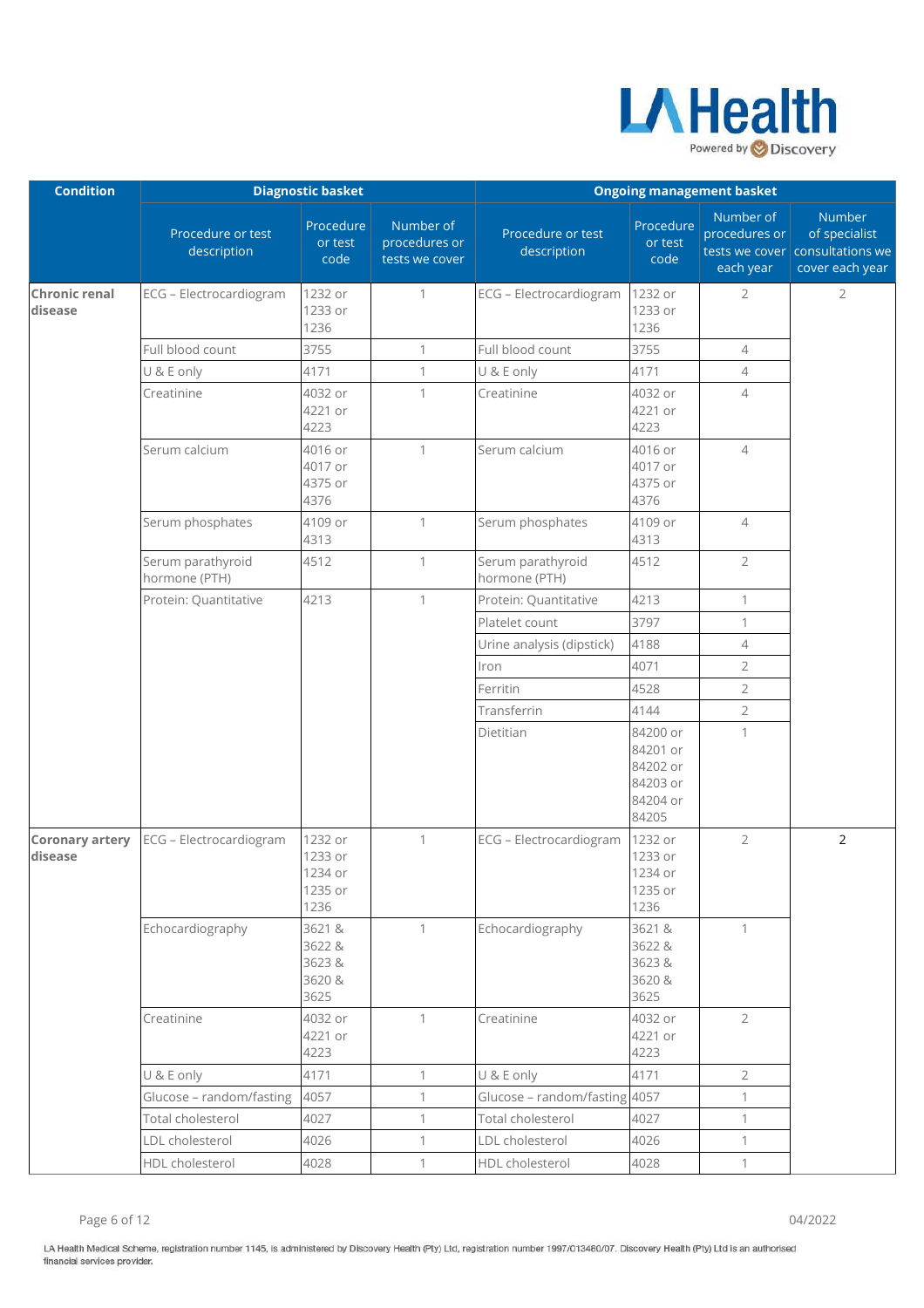| Condition | Diagnostic basket | | | Ongoing management basket | | | |
|---|---|---|---|---|---|---|---|
| | Procedure or test description | Procedure or test code | Number of procedures or tests we cover | Procedure or test description | Procedure or test code | Number of procedures or tests we cover each year | Number of specialist consultations we cover each year |
| **Chronic renal disease** | ECG – Electrocardiogram | 1232 or 1233 or 1236 | 1 | ECG – Electrocardiogram | 1232 or 1233 or 1236 | 2 | 2 |
| | Full blood count | 3755 | 1 | Full blood count | 3755 | 4 | |
| | U & E only | 4171 | 1 | U & E only | 4171 | 4 | |
| | Creatinine | 4032 or 4221 or 4223 | 1 | Creatinine | 4032 or 4221 or 4223 | 4 | |
| | Serum calcium | 4016 or 4017 or 4375 or 4376 | 1 | Serum calcium | 4016 or 4017 or 4375 or 4376 | 4 | |
| | Serum phosphates | 4109 or 4313 | 1 | Serum phosphates | 4109 or 4313 | 4 | |
| | Serum parathyroid hormone (PTH) | 4512 | 1 | Serum parathyroid hormone (PTH) | 4512 | 2 | |
| | Protein: Quantitative | 4213 | 1 | Protein: Quantitative | 4213 | 1 | |
| | | | | Platelet count | 3797 | 1 | |
| | | | | Urine analysis (dipstick) | 4188 | 4 | |
| | | | | Iron | 4071 | 2 | |
| | | | | Ferritin | 4528 | 2 | |
| | | | | Transferrin | 4144 | 2 | |
| | | | | Dietitian | 84200 or 84201 or 84202 or 84203 or 84204 or 84205 | 1 | |
| **Coronary artery disease** | ECG – Electrocardiogram | 1232 or 1233 or 1234 or 1235 or 1236 | 1 | ECG – Electrocardiogram | 1232 or 1233 or 1234 or 1235 or 1236 | 2 | 2 |
| | Echocardiography | 3621 & 3622 & 3623 & 3620 & 3625 | 1 | Echocardiography | 3621 & 3622 & 3623 & 3620 & 3625 | 1 | |
| | Creatinine | 4032 or 4221 or 4223 | 1 | Creatinine | 4032 or 4221 or 4223 | 2 | |
| | U & E only | 4171 | 1 | U & E only | 4171 | 2 | |
| | Glucose – random/fasting | 4057 | 1 | Glucose – random/fasting | 4057 | 1 | |
| | Total cholesterol | 4027 | 1 | Total cholesterol | 4027 | 1 | |
| | LDL cholesterol | 4026 | 1 | LDL cholesterol | 4026 | 1 | |
| | HDL cholesterol | 4028 | 1 | HDL cholesterol | 4028 | 1 | |

04/2022

LA Health Medical Scheme, registration number 1145, is administered by Discovery Health (Pty) Ltd, registration number 1997/013480/07. Discovery Health (Pty) Ltd is an authorised financial services provider.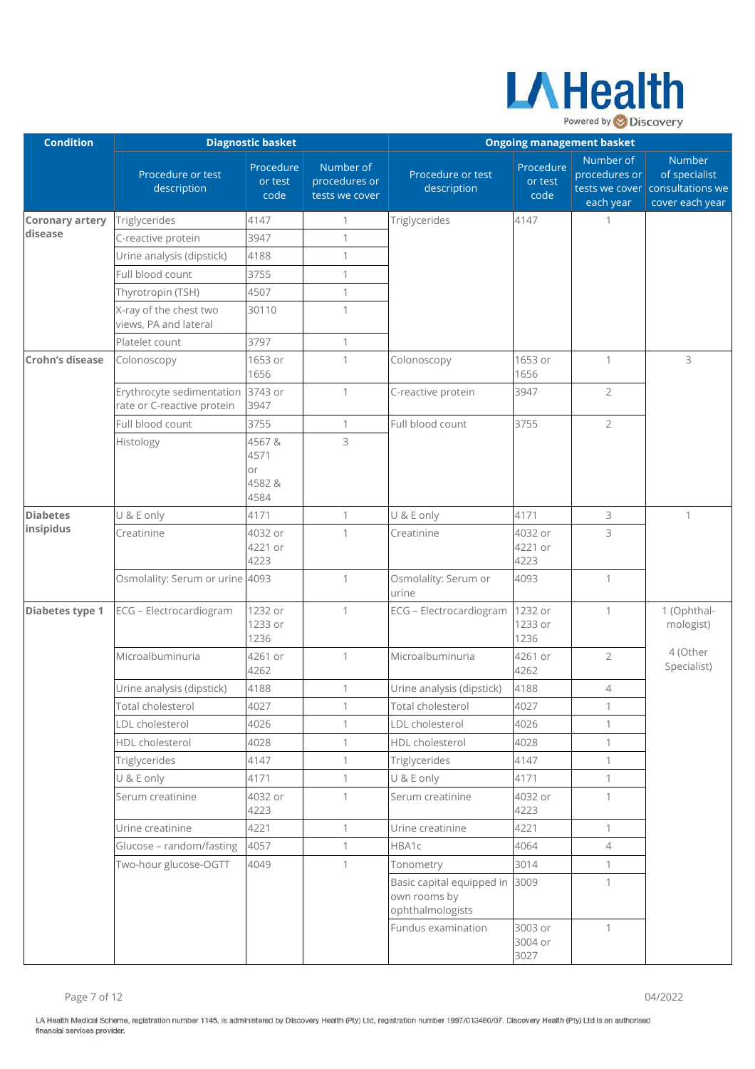| Condition | Diagnostic basket | | | Ongoing management basket | | | |
|---|---|---|---|---|---|---|---|
| | Procedure or test description | Procedure or test code | Number of procedures or tests we cover | Procedure or test description | Procedure or test code | Number of procedures or tests we cover each year | Number of specialist consultations we cover each year |
| **Coronary artery disease** | Triglycerides | 4147 | 1 | Triglycerides | 4147 | 1 | |
| | C-reactive protein | 3947 | 1 | | | | |
| | Urine analysis (dipstick) | 4188 | 1 | | | | |
| | Full blood count | 3755 | 1 | | | | |
| | Thyrotropin (TSH) | 4507 | 1 | | | | |
| | X-ray of the chest two views, PA and lateral | 30110 | 1 | | | | |
| | Platelet count | 3797 | 1 | | | | |
| **Crohn's disease** | Colonoscopy | 1653 or 1656 | 1 | Colonoscopy | 1653 or 1656 | 1 | 3 |
| | Erythrocyte sedimentation rate or C-reactive protein | 3743 or 3947 | 1 | C-reactive protein | 3947 | 2 | |
| | Full blood count | 3755 | 1 | Full blood count | 3755 | 2 | |
| | Histology | 4567 & 4571 or 4582 & 4584 | 3 | | | | |
| **Diabetes insipidus** | U & E only | 4171 | 1 | U & E only | 4171 | 3 | 1 |
| | Creatinine | 4032 or 4221 or 4223 | 1 | Creatinine | 4032 or 4221 or 4223 | 3 | |
| | Osmolality: Serum or urine | 4093 | 1 | Osmolality: Serum or urine | 4093 | 1 | |
| **Diabetes type 1** | ECG – Electrocardiogram | 1232 or 1233 or 1236 | 1 | ECG – Electrocardiogram | 1232 or 1233 or 1236 | 1 | 1 (Ophthalmologist) 4 (Other Specialist) |
| | Microalbuminuria | 4261 or 4262 | 1 | Microalbuminuria | 4261 or 4262 | 2 | |
| | Urine analysis (dipstick) | 4188 | 1 | Urine analysis (dipstick) | 4188 | 4 | |
| | Total cholesterol | 4027 | 1 | Total cholesterol | 4027 | 1 | |
| | LDL cholesterol | 4026 | 1 | LDL cholesterol | 4026 | 1 | |
| | HDL cholesterol | 4028 | 1 | HDL cholesterol | 4028 | 1 | |
| | Triglycerides | 4147 | 1 | Triglycerides | 4147 | 1 | |
| | U & E only | 4171 | 1 | U & E only | 4171 | 1 | |
| | Serum creatinine | 4032 or 4223 | 1 | Serum creatinine | 4032 or 4223 | 1 | |
| | Urine creatinine | 4221 | 1 | Urine creatinine | 4221 | 1 | |
| | Glucose – random/fasting | 4057 | 1 | HBA1c | 4064 | 4 | |
| | Two-hour glucose-OGTT | 4049 | 1 | Tonometry | 3014 | 1 | |
| | | | | Basic capital equipped in own rooms by ophthalmologists | 3009 | 1 | |
| | | | | Fundus examination | 3003 or 3004 or 3027 | 1 | |

LA Health Medical Scheme, registration number 1145, is administered by Discovery Health (Pty) Ltd, registration number 1997/013480/07. Discovery Health (Pty) Ltd is an authorised financial services provider.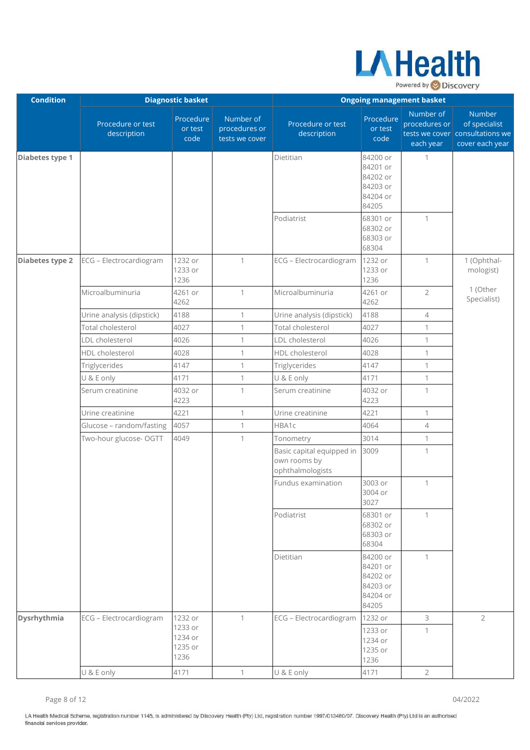| Condition | Diagnostic basket | | | Ongoing management basket | | | |
|---|---|---|---|---|---|---|---|
| | Procedure or test description | Procedure or test code | Number of procedures or tests we cover | Procedure or test description | Procedure or test code | Number of procedures or tests we cover each year | Number of specialist consultations we cover each year |
| **Diabetes type 1** | | | | Dietitian | 84200 or 84201 or 84202 or 84203 or 84204 or 84205 | 1 | |
| | | | | Podiatrist | 68301 or 68302 or 68303 or 68304 | 1 | |
| **Diabetes type 2** | ECG – Electrocardiogram | 1232 or 1233 or 1236 | 1 | ECG – Electrocardiogram | 1232 or 1233 or 1236 | 1 | 1 (Ophthalmologist) 1 (Other Specialist) |
| | Microalbuminuria | 4261 or 4262 | 1 | Microalbuminuria | 4261 or 4262 | 2 | |
| | Urine analysis (dipstick) | 4188 | 1 | Urine analysis (dipstick) | 4188 | 4 | |
| | Total cholesterol | 4027 | 1 | Total cholesterol | 4027 | 1 | |
| | LDL cholesterol | 4026 | 1 | LDL cholesterol | 4026 | 1 | |
| | HDL cholesterol | 4028 | 1 | HDL cholesterol | 4028 | 1 | |
| | Triglycerides | 4147 | 1 | Triglycerides | 4147 | 1 | |
| | U & E only | 4171 | 1 | U & E only | 4171 | 1 | |
| | Serum creatinine | 4032 or 4223 | 1 | Serum creatinine | 4032 or 4223 | 1 | |
| | Urine creatinine | 4221 | 1 | Urine creatinine | 4221 | 1 | |
| | Glucose – random/fasting | 4057 | 1 | HBA1c | 4064 | 4 | |
| | Two-hour glucose- OGTT | 4049 | 1 | Tonometry | 3014 | 1 | |
| | | | | Basic capital equipped in own rooms by ophthalmologists | 3009 | 1 | |
| | | | | Fundus examination | 3003 or 3004 or 3027 | 1 | |
| | | | | Podiatrist | 68301 or 68302 or 68303 or 68304 | 1 | |
| | | | | Dietitian | 84200 or 84201 or 84202 or 84203 or 84204 or 84205 | 1 | |
| **Dysrhythmia** | ECG – Electrocardiogram | 1232 or 1233 or 1234 or 1235 or 1236 | 1 | ECG – Electrocardiogram | 1232 or | 3 | 2 |
| | | | | | 1233 or 1234 or 1235 or 1236 | 1 | |
| | U & E only | 4171 | 1 | U & E only | 4171 | 2 | |

LA Health Medical Scheme, registration number 1145, is administered by Discovery Health (Pty) Ltd, registration number 1997/013480/07. Discovery Health (Pty) Ltd is an authorised financial services provider.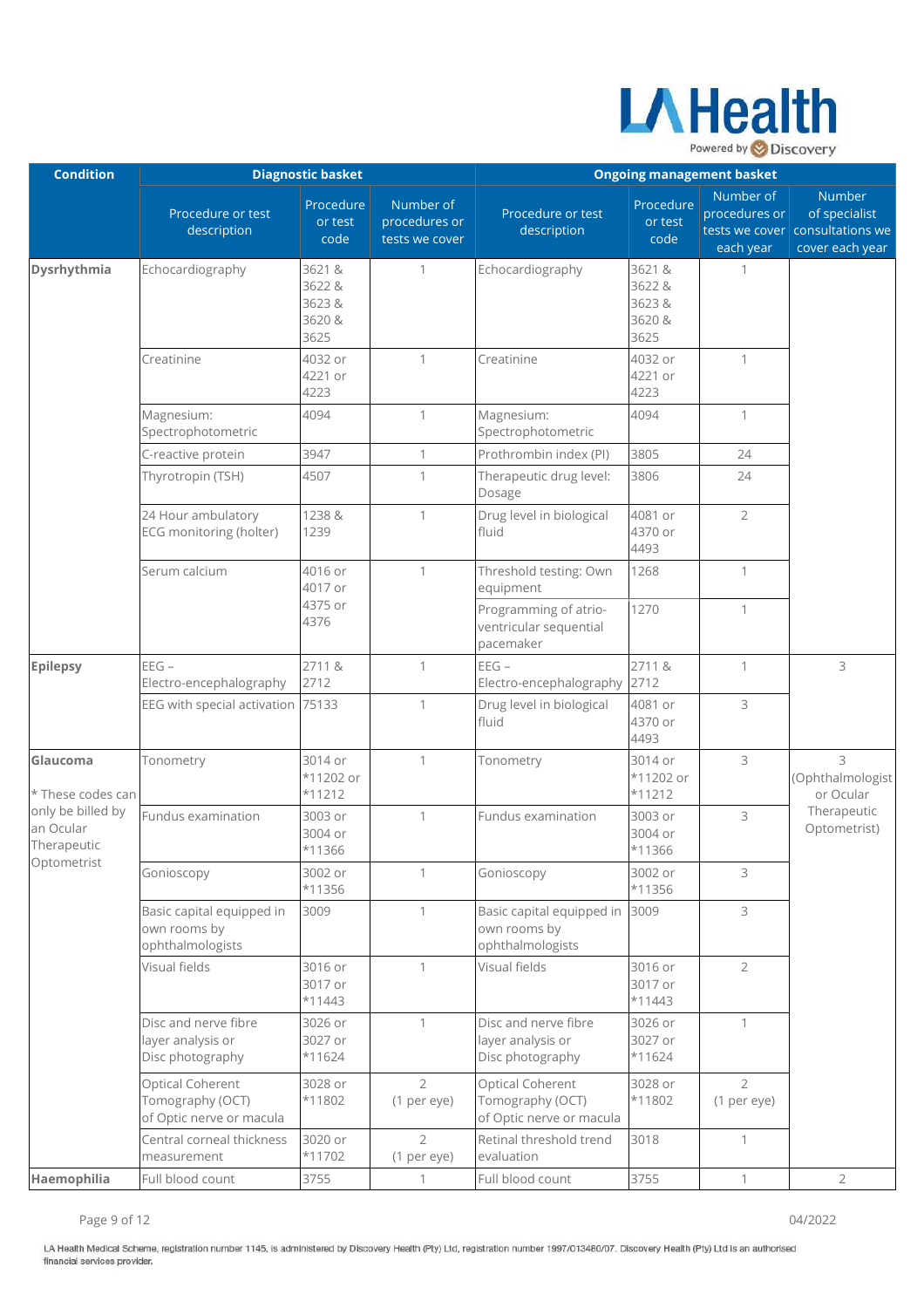| Condition | Diagnostic basket | | | Ongoing management basket | | | |
|---|---|---|---|---|---|---|---|
| | Procedure or test description | Procedure or test code | Number of procedures or tests we cover | Procedure or test description | Procedure or test code | Number of procedures or tests we cover each year | Number of specialist consultations we cover each year |
| **Dysrhythmia** | Echocardiography | 3621 & 3622 & 3623 & 3620 & 3625 | 1 | Echocardiography | 3621 & 3622 & 3623 & 3620 & 3625 | 1 | |
| | Creatinine | 4032 or 4221 or 4223 | 1 | Creatinine | 4032 or 4221 or 4223 | 1 | |
| | Magnesium: Spectrophotometric | 4094 | 1 | Magnesium: Spectrophotometric | 4094 | 1 | |
| | C-reactive protein | 3947 | 1 | Prothrombin index (PI) | 3805 | 24 | |
| | Thyrotropin (TSH) | 4507 | 1 | Therapeutic drug level: Dosage | 3806 | 24 | |
| | 24 Hour ambulatory ECG monitoring (holter) | 1238 & 1239 | 1 | Drug level in biological fluid | 4081 or 4370 or 4493 | 2 | |
| | Serum calcium | 4016 or 4017 or 4375 or 4376 | 1 | Threshold testing: Own equipment | 1268 | 1 | |
| | | | | Programming of atrio-ventricular sequential pacemaker | 1270 | 1 | |
| **Epilepsy** | EEG – Electro-encephalography | 2711 & 2712 | 1 | EEG – Electro-encephalography | 2711 & 2712 | 1 | 3 |
| | EEG with special activation | 75133 | 1 | Drug level in biological fluid | 4081 or 4370 or 4493 | 3 | |
| **Glaucoma**<br><br>* These codes can only be billed by an Ocular Therapeutic Optometrist | Tonometry | 3014 or *11202 or *11212 | 1 | Tonometry | 3014 or *11202 or *11212 | 3 | 3 (Ophthalmologist or Ocular Therapeutic Optometrist) |
| | Fundus examination | 3003 or 3004 or *11366 | 1 | Fundus examination | 3003 or 3004 or *11366 | 3 | |
| | Gonioscopy | 3002 or *11356 | 1 | Gonioscopy | 3002 or *11356 | 3 | |
| | Basic capital equipped in own rooms by ophthalmologists | 3009 | 1 | Basic capital equipped in own rooms by ophthalmologists | 3009 | 3 | |
| | Visual fields | 3016 or 3017 or *11443 | 1 | Visual fields | 3016 or 3017 or *11443 | 2 | |
| | Disc and nerve fibre layer analysis or Disc photography | 3026 or 3027 or *11624 | 1 | Disc and nerve fibre layer analysis or Disc photography | 3026 or 3027 or *11624 | 1 | |
| | Optical Coherent Tomography (OCT) of Optic nerve or macula | 3028 or *11802 | 2 (1 per eye) | Optical Coherent Tomography (OCT) of Optic nerve or macula | 3028 or *11802 | 2 (1 per eye) | |
| | Central corneal thickness measurement | 3020 or *11702 | 2 (1 per eye) | Retinal threshold trend evaluation | 3018 | 1 | |
| **Haemophilia** | Full blood count | 3755 | 1 | Full blood count | 3755 | 1 | 2 |

LA Health Medical Scheme, registration number 1145, is administered by Discovery Health (Pty) Ltd, registration number 1997/013480/07. Discovery Health (Pty) Ltd is an authorised financial services provider.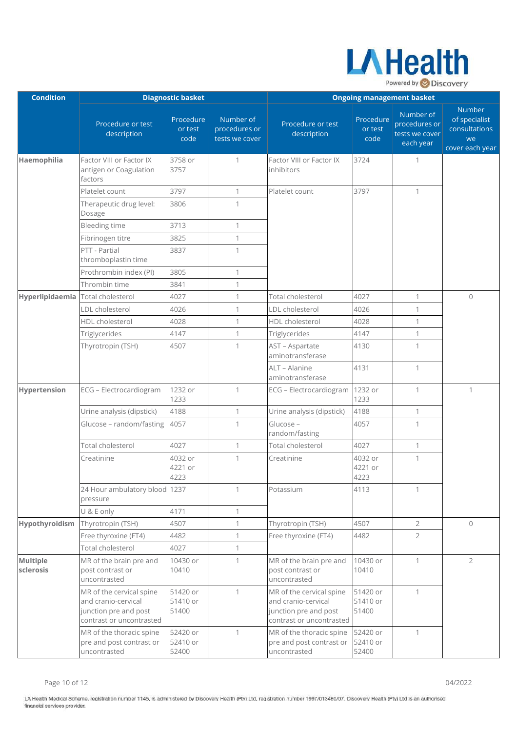| Condition | Diagnostic basket | | | Ongoing management basket | | | |
|---|---|---|---|---|---|---|---|
| | Procedure or test description | Procedure or test code | Number of procedures or tests we cover | Procedure or test description | Procedure or test code | Number of procedures or tests we cover each year | Number of specialist consultations we cover each year |
| **Haemophilia** | Factor VIII or Factor IX antigen or Coagulation factors | 3758 or 3757 | 1 | Factor VIII or Factor IX inhibitors | 3724 | 1 | |
| | Platelet count | 3797 | 1 | Platelet count | 3797 | 1 | |
| | Therapeutic drug level: Dosage | 3806 | 1 | | | | |
| | Bleeding time | 3713 | 1 | | | | |
| | Fibrinogen titre | 3825 | 1 | | | | |
| | PTT - Partial thromboplastin time | 3837 | 1 | | | | |
| | Prothrombin index (PI) | 3805 | 1 | | | | |
| | Thrombin time | 3841 | 1 | | | | |
| **Hyperlipidaemia** | Total cholesterol | 4027 | 1 | Total cholesterol | 4027 | 1 | 0 |
| | LDL cholesterol | 4026 | 1 | LDL cholesterol | 4026 | 1 | |
| | HDL cholesterol | 4028 | 1 | HDL cholesterol | 4028 | 1 | |
| | Triglycerides | 4147 | 1 | Triglycerides | 4147 | 1 | |
| | Thyrotropin (TSH) | 4507 | 1 | AST – Aspartate aminotransferase | 4130 | 1 | |
| | | | | ALT – Alanine aminotransferase | 4131 | 1 | |
| **Hypertension** | ECG – Electrocardiogram | 1232 or 1233 | 1 | ECG – Electrocardiogram | 1232 or 1233 | 1 | 1 |
| | Urine analysis (dipstick) | 4188 | 1 | Urine analysis (dipstick) | 4188 | 1 | |
| | Glucose – random/fasting | 4057 | 1 | Glucose – random/fasting | 4057 | 1 | |
| | Total cholesterol | 4027 | 1 | Total cholesterol | 4027 | 1 | |
| | Creatinine | 4032 or 4221 or 4223 | 1 | Creatinine | 4032 or 4221 or 4223 | 1 | |
| | 24 Hour ambulatory blood pressure | 1237 | 1 | Potassium | 4113 | 1 | |
| | U & E only | 4171 | 1 | | | | |
| **Hypothyroidism** | Thyrotropin (TSH) | 4507 | 1 | Thyrotropin (TSH) | 4507 | 2 | 0 |
| | Free thyroxine (FT4) | 4482 | 1 | Free thyroxine (FT4) | 4482 | 2 | |
| | Total cholesterol | 4027 | 1 | | | | |
| **Multiple sclerosis** | MR of the brain pre and post contrast or uncontrasted | 10430 or 10410 | 1 | MR of the brain pre and post contrast or uncontrasted | 10430 or 10410 | 1 | 2 |
| | MR of the cervical spine and cranio-cervical junction pre and post contrast or uncontrasted | 51420 or 51410 or 51400 | 1 | MR of the cervical spine and cranio-cervical junction pre and post contrast or uncontrasted | 51420 or 51410 or 51400 | 1 | |
| | MR of the thoracic spine pre and post contrast or uncontrasted | 52420 or 52410 or 52400 | 1 | MR of the thoracic spine pre and post contrast or uncontrasted | 52420 or 52410 or 52400 | 1 | |

LA Health Medical Scheme, registration number 1145, is administered by Discovery Health (Pty) Ltd, registration number 1997/013480/07. Discovery Health (Pty) Ltd is an authorised financial services provider.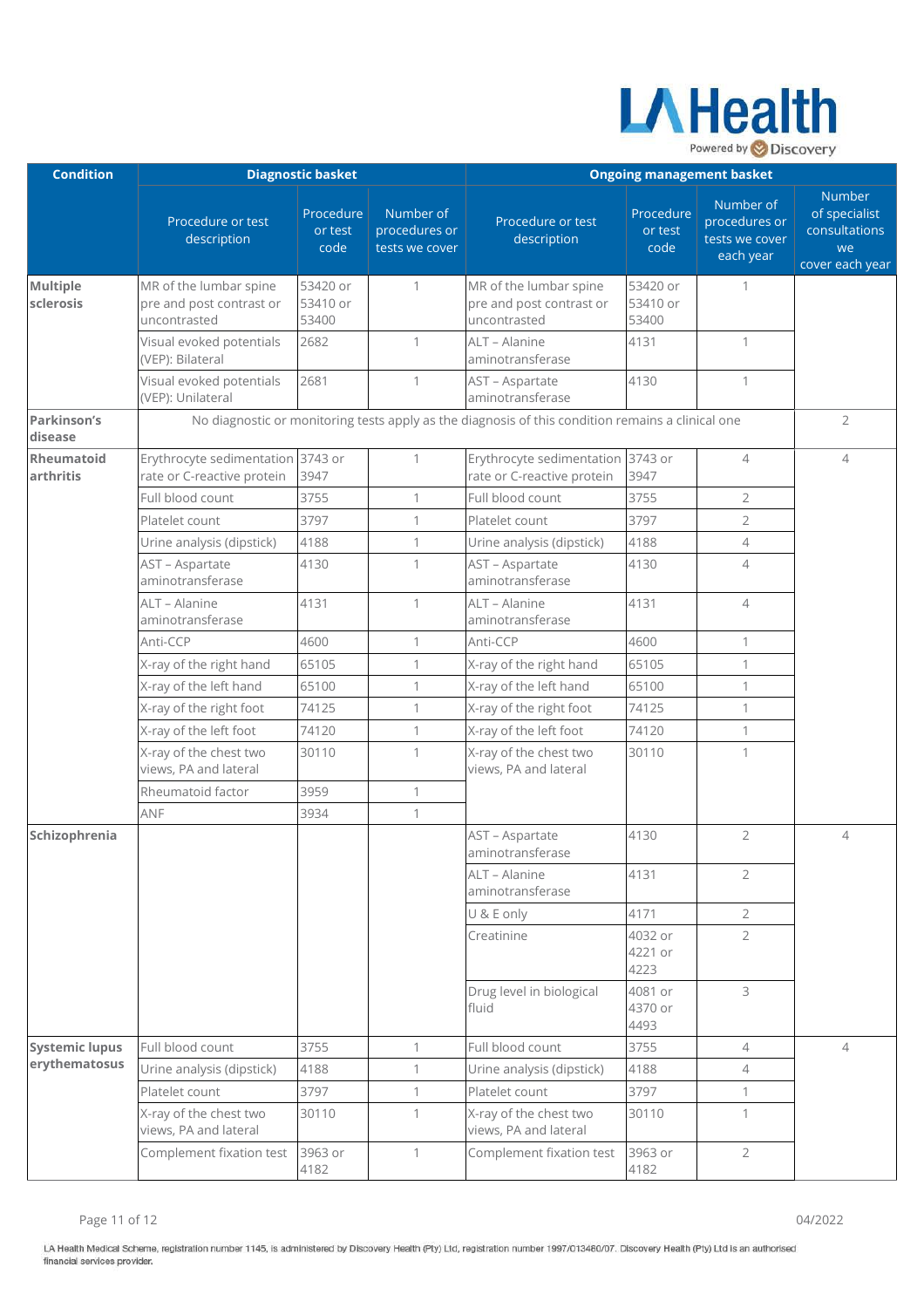| Condition | Diagnostic basket | | | Ongoing management basket | | | |
|---|---|---|---|---|---|---|---|
| | Procedure or test description | Procedure or test code | Number of procedures or tests we cover | Procedure or test description | Procedure or test code | Number of procedures or tests we cover each year | Number of specialist consultations we cover each year |
| **Multiple sclerosis** | MR of the lumbar spine pre and post contrast or uncontrasted | 53420 or 53410 or 53400 | 1 | MR of the lumbar spine pre and post contrast or uncontrasted | 53420 or 53410 or 53400 | 1 | |
| | Visual evoked potentials (VEP): Bilateral | 2682 | 1 | ALT – Alanine aminotransferase | 4131 | 1 | |
| | Visual evoked potentials (VEP): Unilateral | 2681 | 1 | AST – Aspartate aminotransferase | 4130 | 1 | |
| **Parkinson's disease** | No diagnostic or monitoring tests apply as the diagnosis of this condition remains a clinical one | | | | | | 2 |
| **Rheumatoid arthritis** | Erythrocyte sedimentation rate or C-reactive protein | 3743 or 3947 | 1 | Erythrocyte sedimentation rate or C-reactive protein | 3743 or 3947 | 4 | 4 |
| | Full blood count | 3755 | 1 | Full blood count | 3755 | 2 | |
| | Platelet count | 3797 | 1 | Platelet count | 3797 | 2 | |
| | Urine analysis (dipstick) | 4188 | 1 | Urine analysis (dipstick) | 4188 | 4 | |
| | AST – Aspartate aminotransferase | 4130 | 1 | AST – Aspartate aminotransferase | 4130 | 4 | |
| | ALT – Alanine aminotransferase | 4131 | 1 | ALT – Alanine aminotransferase | 4131 | 4 | |
| | Anti-CCP | 4600 | 1 | Anti-CCP | 4600 | 1 | |
| | X-ray of the right hand | 65105 | 1 | X-ray of the right hand | 65105 | 1 | |
| | X-ray of the left hand | 65100 | 1 | X-ray of the left hand | 65100 | 1 | |
| | X-ray of the right foot | 74125 | 1 | X-ray of the right foot | 74125 | 1 | |
| | X-ray of the left foot | 74120 | 1 | X-ray of the left foot | 74120 | 1 | |
| | X-ray of the chest two views, PA and lateral | 30110 | 1 | X-ray of the chest two views, PA and lateral | 30110 | 1 | |
| | Rheumatoid factor | 3959 | 1 | | | | |
| | ANF | 3934 | 1 | | | | |
| **Schizophrenia** | | | | AST – Aspartate aminotransferase | 4130 | 2 | 4 |
| | | | | ALT – Alanine aminotransferase | 4131 | 2 | |
| | | | | U & E only | 4171 | 2 | |
| | | | | Creatinine | 4032 or 4221 or 4223 | 2 | |
| | | | | Drug level in biological fluid | 4081 or 4370 or 4493 | 3 | |
| **Systemic lupus erythematosus** | Full blood count | 3755 | 1 | Full blood count | 3755 | 4 | 4 |
| | Urine analysis (dipstick) | 4188 | 1 | Urine analysis (dipstick) | 4188 | 4 | |
| | Platelet count | 3797 | 1 | Platelet count | 3797 | 1 | |
| | X-ray of the chest two views, PA and lateral | 30110 | 1 | X-ray of the chest two views, PA and lateral | 30110 | 1 | |
| | Complement fixation test | 3963 or 4182 | 1 | Complement fixation test | 3963 or 4182 | 2 | |

04/2022

LA Health Medical Scheme, registration number 1145, is administered by Discovery Health (Pty) Ltd, registration number 1997/013480/07. Discovery Health (Pty) Ltd is an authorised financial services provider.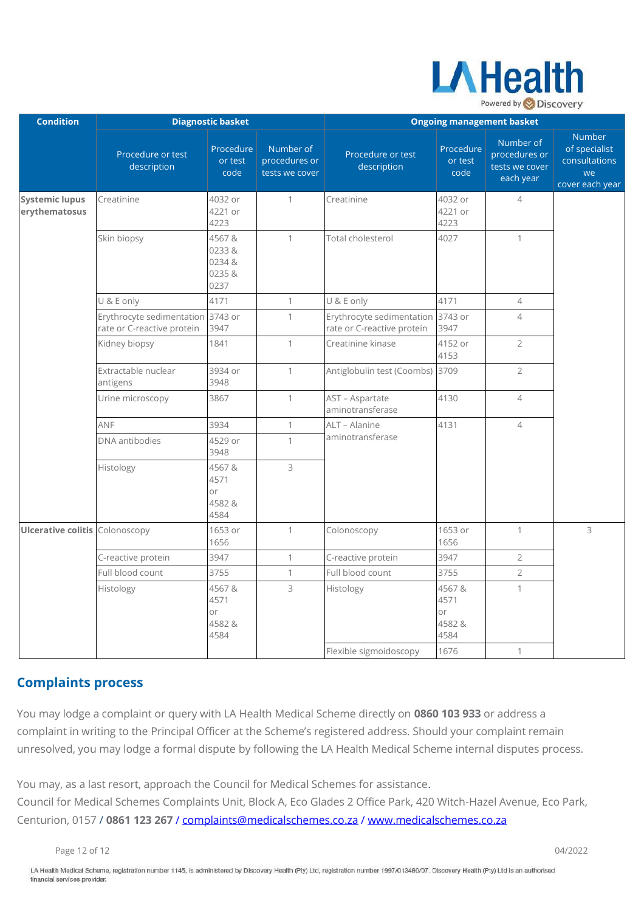| Condition | Diagnostic basket | | | Ongoing management basket | | | |
|---|---|---|---|---|---|---|---|
| | Procedure or test description | Procedure or test code | Number of procedures or tests we cover | Procedure or test description | Procedure or test code | Number of procedures or tests we cover each year | Number of specialist consultations we cover each year |
| **Systemic lupus erythematosus** | Creatinine | 4032 or 4221 or 4223 | 1 | Creatinine | 4032 or 4221 or 4223 | 4 | |
| | Skin biopsy | 4567 & 0233 & 0234 & 0235 & 0237 | 1 | Total cholesterol | 4027 | 1 | |
| | U & E only | 4171 | 1 | U & E only | 4171 | 4 | |
| | Erythrocyte sedimentation rate or C-reactive protein | 3743 or 3947 | 1 | Erythrocyte sedimentation rate or C-reactive protein | 3743 or 3947 | 4 | |
| | Kidney biopsy | 1841 | 1 | Creatinine kinase | 4152 or 4153 | 2 | |
| | Extractable nuclear antigens | 3934 or 3948 | 1 | Antiglobulin test (Coombs) | 3709 | 2 | |
| | Urine microscopy | 3867 | 1 | AST – Aspartate aminotransferase | 4130 | 4 | |
| | ANF | 3934 | 1 | ALT – Alanine aminotransferase | 4131 | 4 | |
| | DNA antibodies | 4529 or 3948 | 1 | | | | |
| | Histology | 4567 & 4571 or 4582 & 4584 | 3 | | | | |
| **Ulcerative colitis** | Colonoscopy | 1653 or 1656 | 1 | Colonoscopy | 1653 or 1656 | 1 | 3 |
| | C-reactive protein | 3947 | 1 | C-reactive protein | 3947 | 2 | |
| | Full blood count | 3755 | 1 | Full blood count | 3755 | 2 | |
| | Histology | 4567 & 4571 or 4582 & 4584 | 3 | Histology | 4567 & 4571 or 4582 & 4584 | 1 | |
| | | | | Flexible sigmoidoscopy | 1676 | 1 | |

## Complaints process

You may lodge a complaint or query with LA Health Medical Scheme directly on **0860 103 933** or address a complaint in writing to the Principal Officer at the Scheme's registered address. Should your complaint remain unresolved, you may lodge a formal dispute by following the LA Health Medical Scheme internal disputes process.

You may, as a last resort, approach the Council for Medical Schemes for assistance.
Council for Medical Schemes Complaints Unit, Block A, Eco Glades 2 Office Park, 420 Witch-Hazel Avenue, Eco Park, Centurion, 0157 / **0861 123 267** / complaints@medicalschemes.co.za / www.medicalschemes.co.za

04/2022

LA Health Medical Scheme, registration number 1145, is administered by Discovery Health (Pty) Ltd, registration number 1997/013480/07. Discovery Health (Pty) Ltd is an authorised financial services provider.